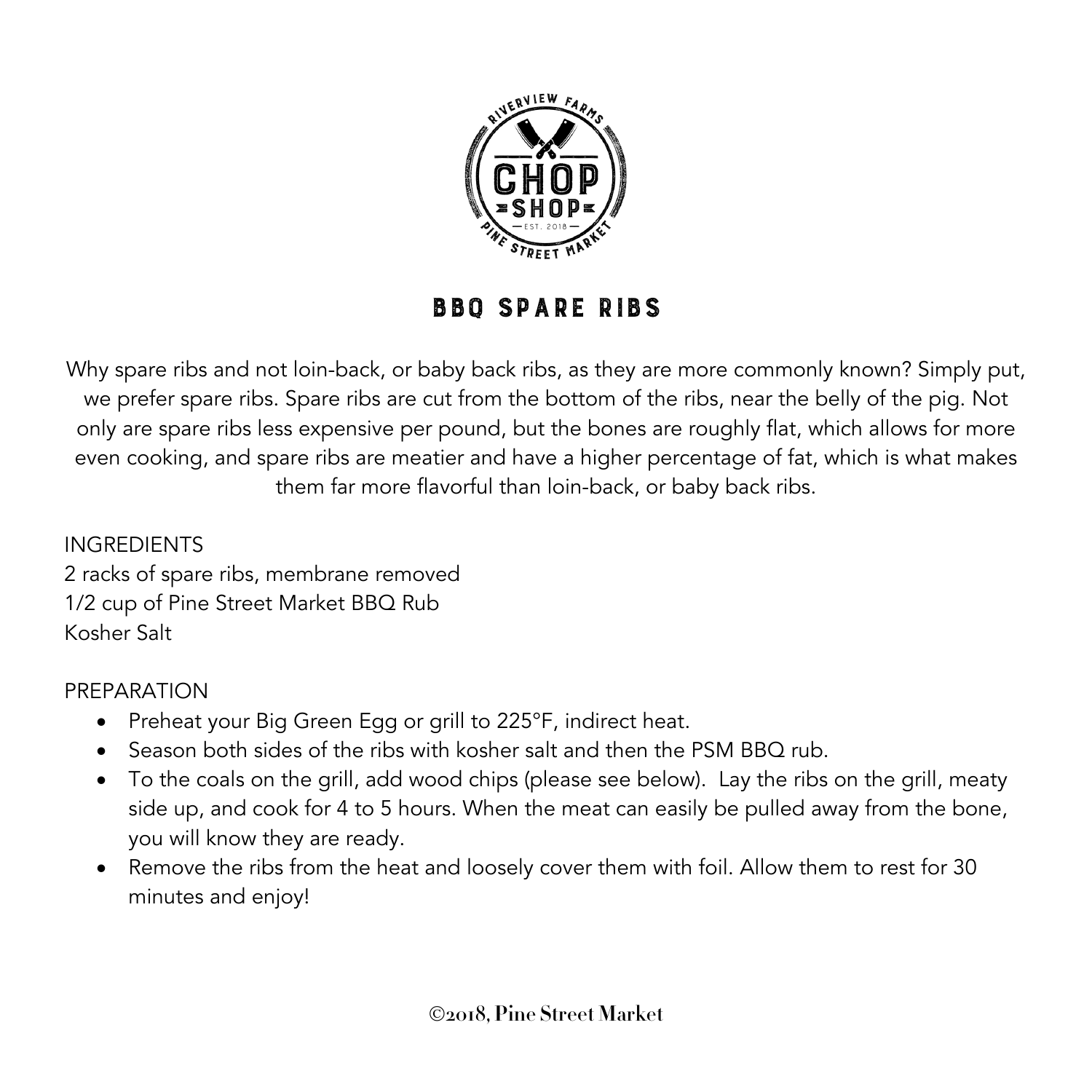# BBQ SPARE RIBS

Why spare ribs and not loin-back, or baby back ribs, as they are more commonly known? Simply put, we prefer spare ribs. Spare ribs are cut from the bottom of the ribs, near the belly of the pig. Not only are spare ribs less expensive per pound, but the bones are roughly flat, which allows for more even cooking, and spare ribs are meatier and have a higher percentage of fat, which is what makes them far more flavorful than loin-back, or baby back ribs.

INGREDIENTS
2 racks of spare ribs, membrane removed
1/2 cup of Pine Street Market BBQ Rub
Kosher Salt

PREPARATION

- Preheat your Big Green Egg or grill to 225°F, indirect heat.
- Season both sides of the ribs with kosher salt and then the PSM BBQ rub.
- To the coals on the grill, add wood chips (please see below). Lay the ribs on the grill, meaty side up, and cook for 4 to 5 hours. When the meat can easily be pulled away from the bone, you will know they are ready.
- Remove the ribs from the heat and loosely cover them with foil. Allow them to rest for 30 minutes and enjoy!

©2018, Pine Street Market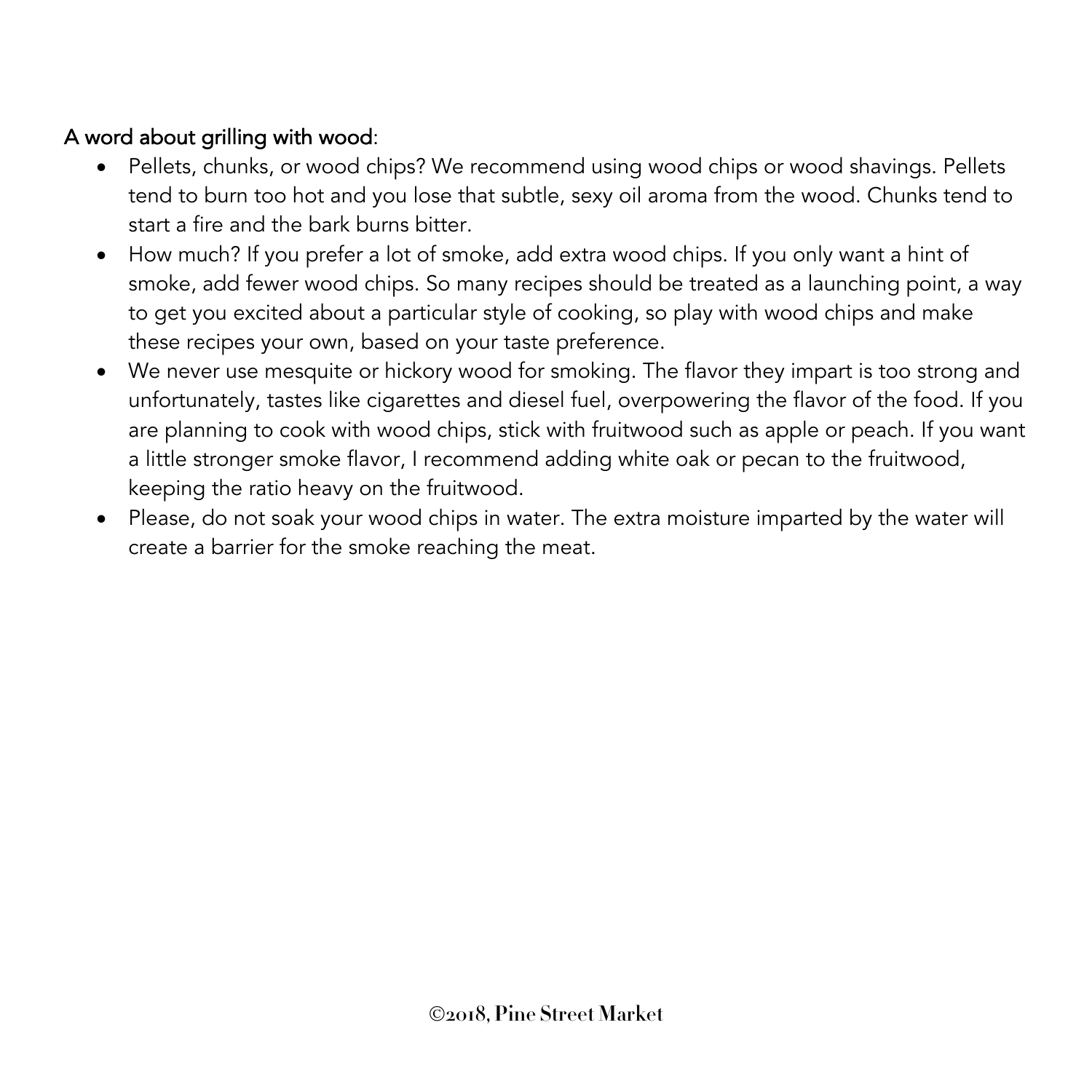A word about grilling with wood:

- Pellets, chunks, or wood chips? We recommend using wood chips or wood shavings. Pellets tend to burn too hot and you lose that subtle, sexy oil aroma from the wood. Chunks tend to start a fire and the bark burns bitter.
- How much? If you prefer a lot of smoke, add extra wood chips. If you only want a hint of smoke, add fewer wood chips. So many recipes should be treated as a launching point, a way to get you excited about a particular style of cooking, so play with wood chips and make these recipes your own, based on your taste preference.
- We never use mesquite or hickory wood for smoking. The flavor they impart is too strong and unfortunately, tastes like cigarettes and diesel fuel, overpowering the flavor of the food. If you are planning to cook with wood chips, stick with fruitwood such as apple or peach. If you want a little stronger smoke flavor, I recommend adding white oak or pecan to the fruitwood, keeping the ratio heavy on the fruitwood.
- Please, do not soak your wood chips in water. The extra moisture imparted by the water will create a barrier for the smoke reaching the meat.

©2018, Pine Street Market